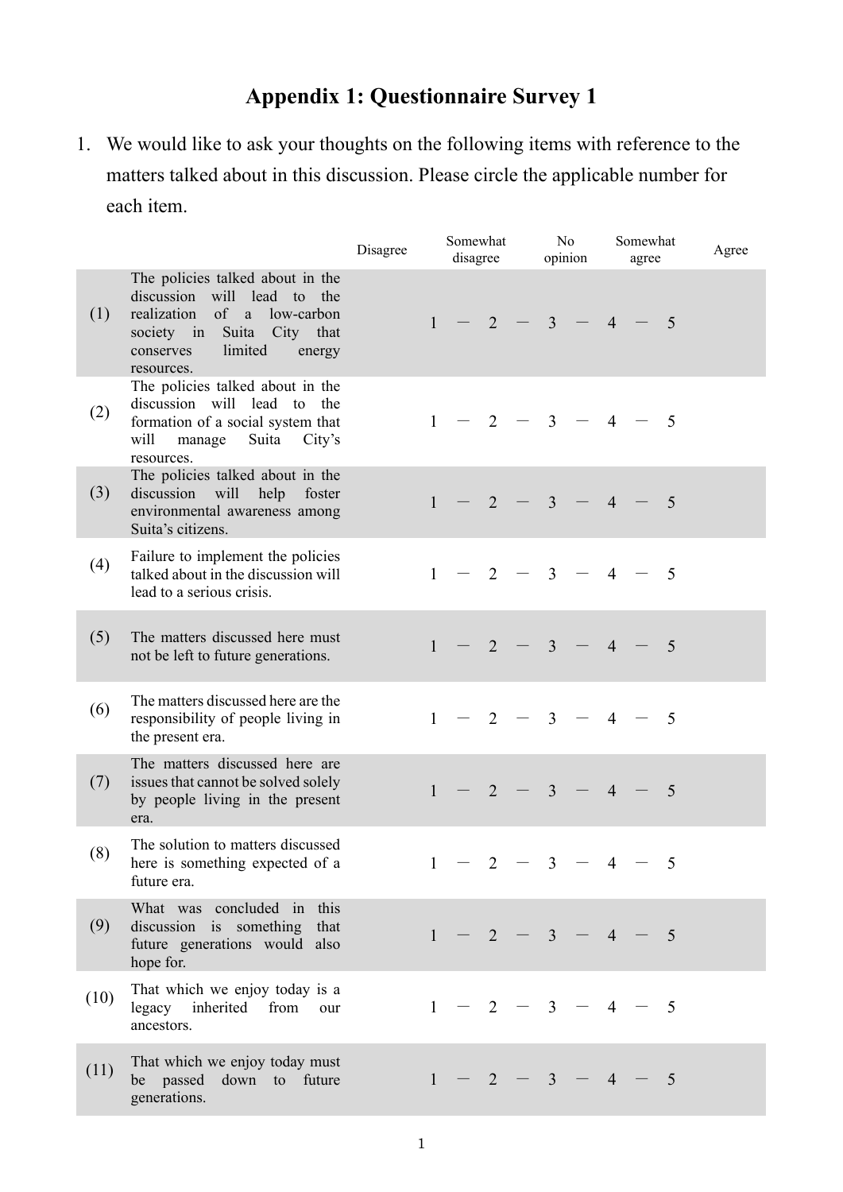# Appendix 1: Questionnaire Survey 1

1. We would like to ask your thoughts on the following items with reference to the matters talked about in this discussion. Please circle the applicable number for each item.

| | | Disagree | Somewhat disagree | No opinion | Somewhat agree | Agree |
|---|---|---|---|---|---|---|
| (1) | The policies talked about in the discussion will lead to the realization of a low-carbon society in Suita City that conserves limited energy resources. | 1 — | 2 — | 3 — | 4 — | 5 |
| (2) | The policies talked about in the discussion will lead to the formation of a social system that will manage Suita City's resources. | 1 — | 2 — | 3 — | 4 — | 5 |
| (3) | The policies talked about in the discussion will help foster environmental awareness among Suita's citizens. | 1 — | 2 — | 3 — | 4 — | 5 |
| (4) | Failure to implement the policies talked about in the discussion will lead to a serious crisis. | 1 — | 2 — | 3 — | 4 — | 5 |
| (5) | The matters discussed here must not be left to future generations. | 1 — | 2 — | 3 — | 4 — | 5 |
| (6) | The matters discussed here are the responsibility of people living in the present era. | 1 — | 2 — | 3 — | 4 — | 5 |
| (7) | The matters discussed here are issues that cannot be solved solely by people living in the present era. | 1 — | 2 — | 3 — | 4 — | 5 |
| (8) | The solution to matters discussed here is something expected of a future era. | 1 — | 2 — | 3 — | 4 — | 5 |
| (9) | What was concluded in this discussion is something that future generations would also hope for. | 1 — | 2 — | 3 — | 4 — | 5 |
| (10) | That which we enjoy today is a legacy inherited from our ancestors. | 1 — | 2 — | 3 — | 4 — | 5 |
| (11) | That which we enjoy today must be passed down to future generations. | 1 — | 2 — | 3 — | 4 — | 5 |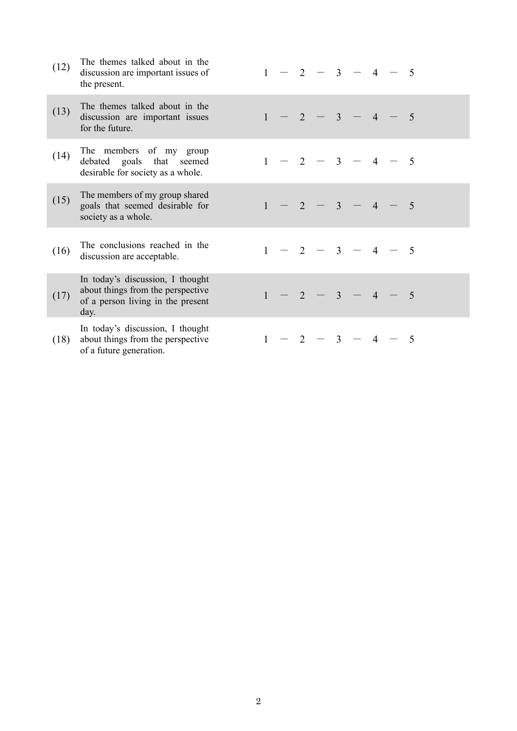| | | |
|---|---|---|
| (12) | The themes talked about in the discussion are important issues of the present. | 1 — 2 — 3 — 4 — 5 |
| (13) | The themes talked about in the discussion are important issues for the future. | 1 — 2 — 3 — 4 — 5 |
| (14) | The members of my group debated goals that seemed desirable for society as a whole. | 1 — 2 — 3 — 4 — 5 |
| (15) | The members of my group shared goals that seemed desirable for society as a whole. | 1 — 2 — 3 — 4 — 5 |
| (16) | The conclusions reached in the discussion are acceptable. | 1 — 2 — 3 — 4 — 5 |
| (17) | In today's discussion, I thought about things from the perspective of a person living in the present day. | 1 — 2 — 3 — 4 — 5 |
| (18) | In today's discussion, I thought about things from the perspective of a future generation. | 1 — 2 — 3 — 4 — 5 |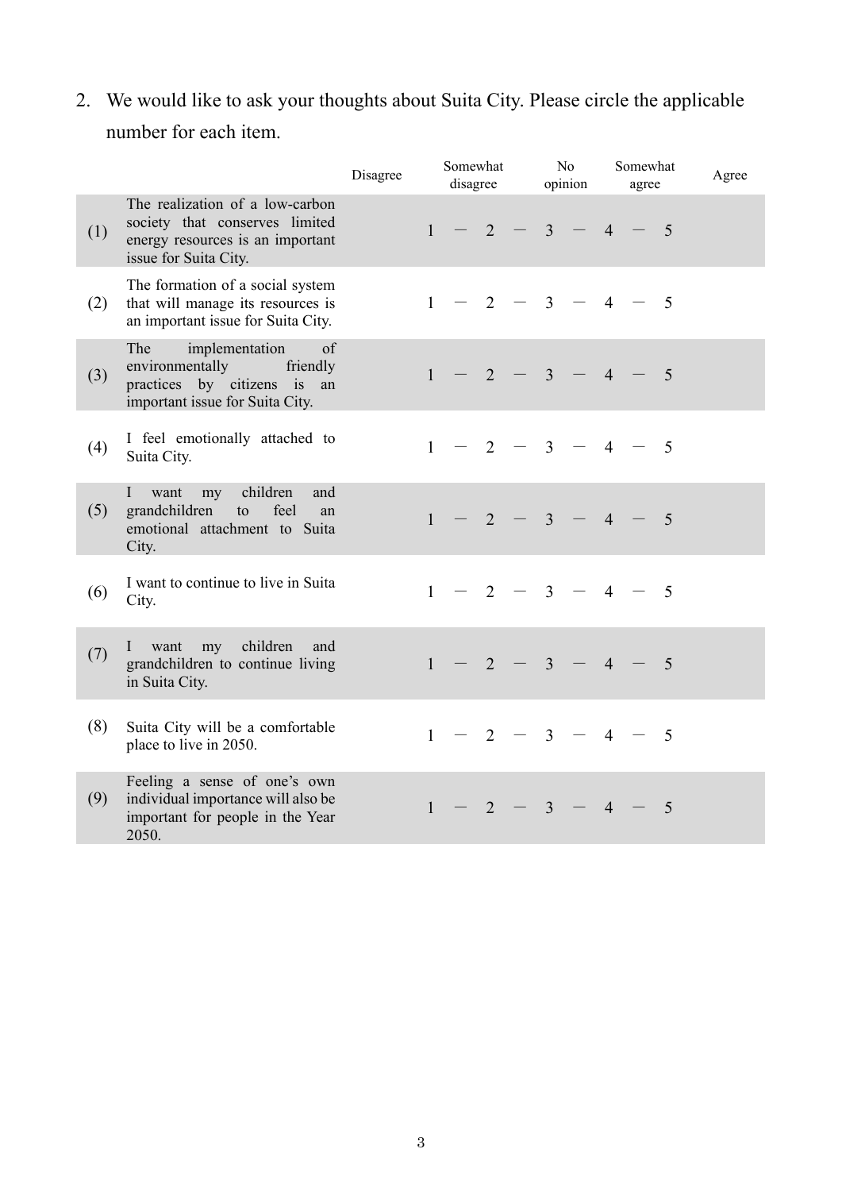2. We would like to ask your thoughts about Suita City. Please circle the applicable number for each item.

| | | Disagree | Somewhat disagree | No opinion | Somewhat agree | Agree |
|---|---|---|---|---|---|---|
| (1) | The realization of a low-carbon society that conserves limited energy resources is an important issue for Suita City. | 1 | 2 | 3 | 4 | 5 |
| (2) | The formation of a social system that will manage its resources is an important issue for Suita City. | 1 | 2 | 3 | 4 | 5 |
| (3) | The implementation of environmentally friendly practices by citizens is an important issue for Suita City. | 1 | 2 | 3 | 4 | 5 |
| (4) | I feel emotionally attached to Suita City. | 1 | 2 | 3 | 4 | 5 |
| (5) | I want my children and grandchildren to feel an emotional attachment to Suita City. | 1 | 2 | 3 | 4 | 5 |
| (6) | I want to continue to live in Suita City. | 1 | 2 | 3 | 4 | 5 |
| (7) | I want my children and grandchildren to continue living in Suita City. | 1 | 2 | 3 | 4 | 5 |
| (8) | Suita City will be a comfortable place to live in 2050. | 1 | 2 | 3 | 4 | 5 |
| (9) | Feeling a sense of one's own individual importance will also be important for people in the Year 2050. | 1 | 2 | 3 | 4 | 5 |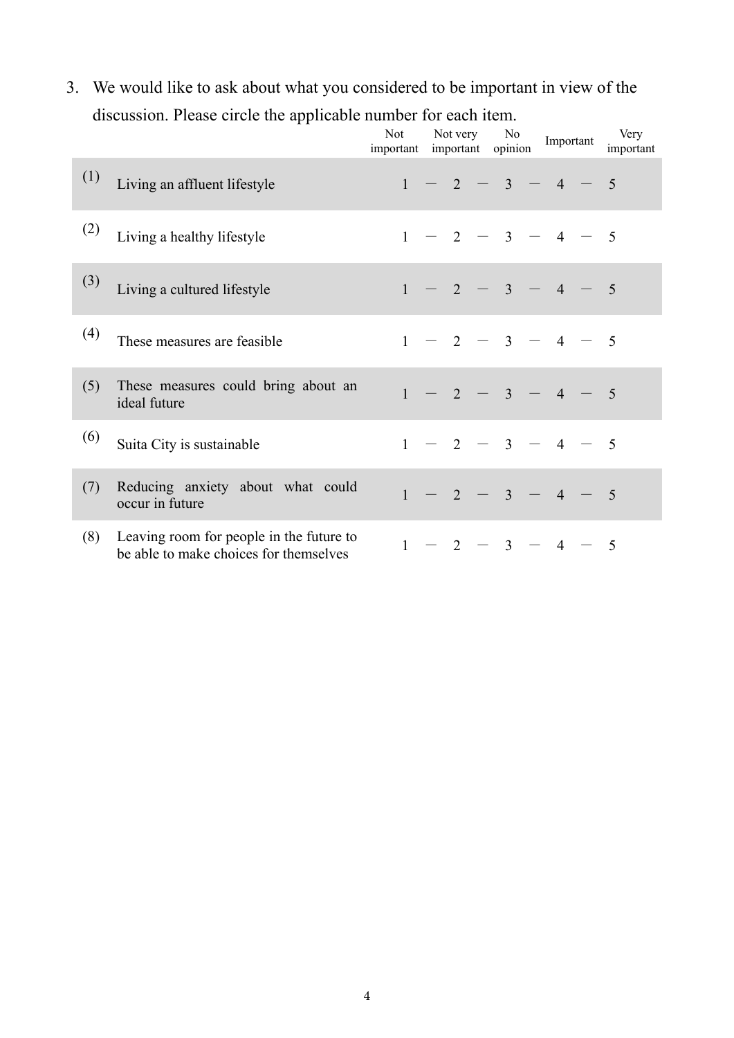3. We would like to ask about what you considered to be important in view of the discussion. Please circle the applicable number for each item.

| | | Not important | | Not very important | | No opinion | | Important | | Very important |
|---|---|---|---|---|---|---|---|---|---|---|
| (1) | Living an affluent lifestyle | 1 | — | 2 | — | 3 | — | 4 | — | 5 |
| (2) | Living a healthy lifestyle | 1 | — | 2 | — | 3 | — | 4 | — | 5 |
| (3) | Living a cultured lifestyle | 1 | — | 2 | — | 3 | — | 4 | — | 5 |
| (4) | These measures are feasible | 1 | — | 2 | — | 3 | — | 4 | — | 5 |
| (5) | These measures could bring about an ideal future | 1 | — | 2 | — | 3 | — | 4 | — | 5 |
| (6) | Suita City is sustainable | 1 | — | 2 | — | 3 | — | 4 | — | 5 |
| (7) | Reducing anxiety about what could occur in future | 1 | — | 2 | — | 3 | — | 4 | — | 5 |
| (8) | Leaving room for people in the future to be able to make choices for themselves | 1 | — | 2 | — | 3 | — | 4 | — | 5 |